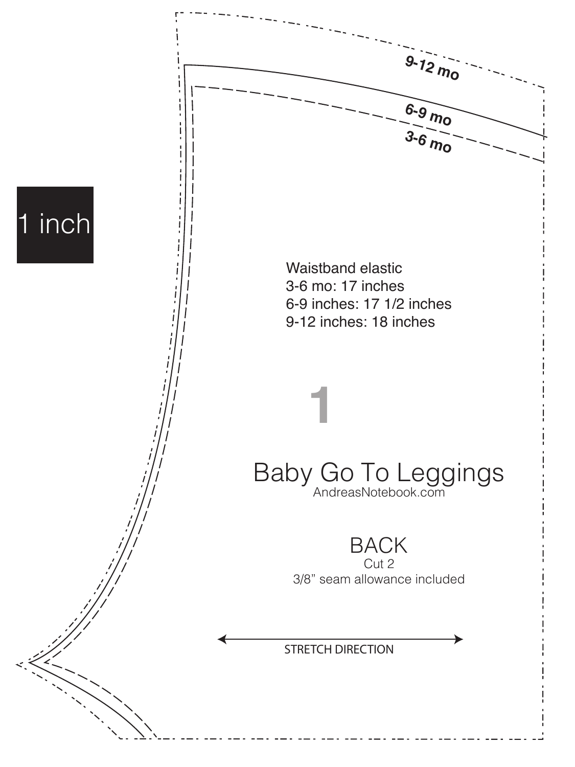1 inch

9-12 mo

6-9 mo

3-6 mo

Waistband elastic
3-6 mo: 17 inches
6-9 inches: 17 1/2 inches
9-12 inches: 18 inches

1

# Baby Go To Leggings

AndreasNotebook.com

## BACK

Cut 2
3/8” seam allowance included

STRETCH DIRECTION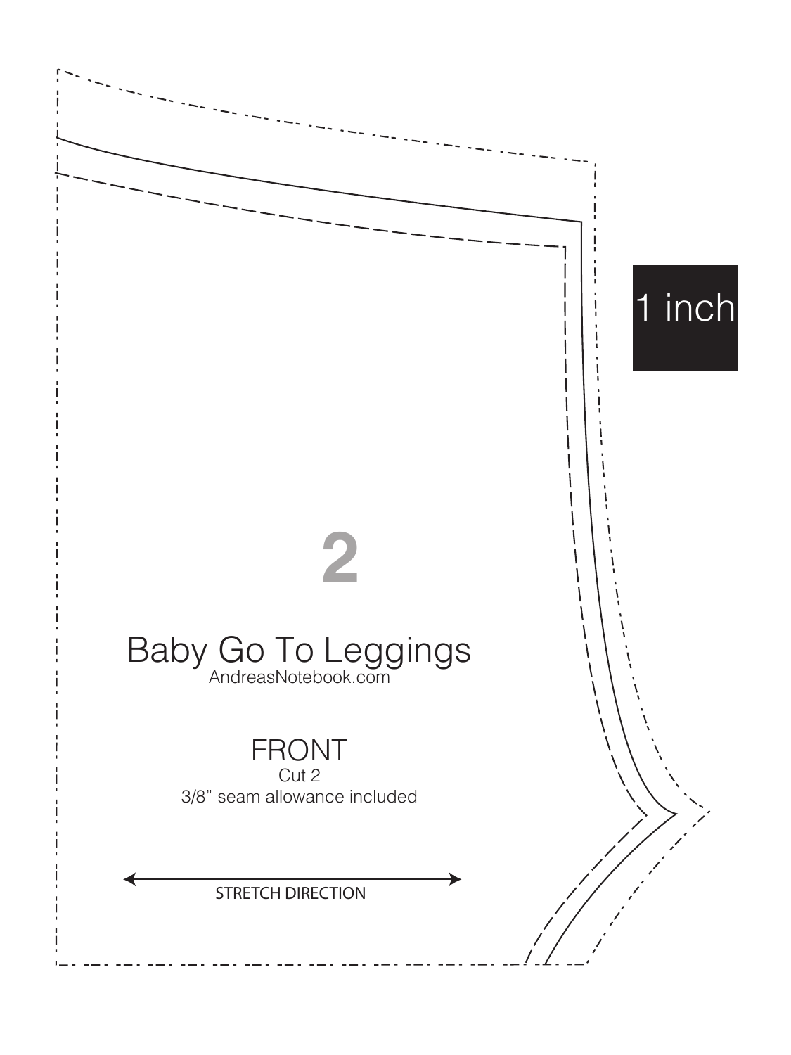1 inch

2

Baby Go To Leggings

AndreasNotebook.com

FRONT

Cut 2

3/8” seam allowance included

STRETCH DIRECTION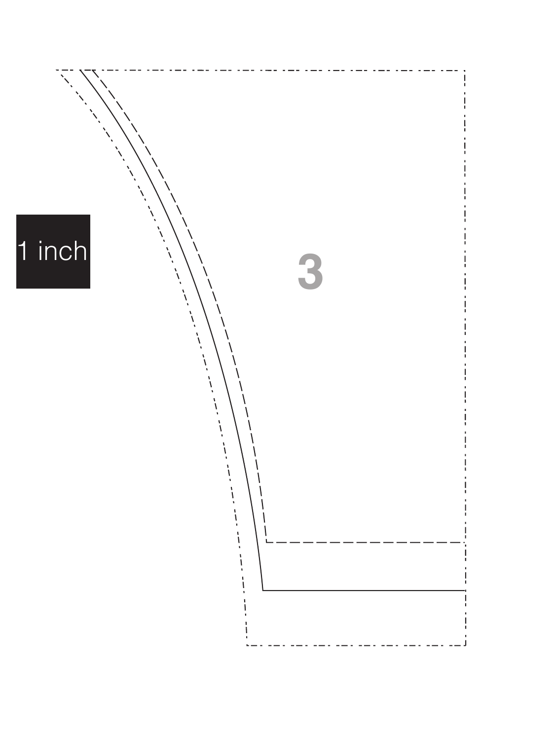1 inch

3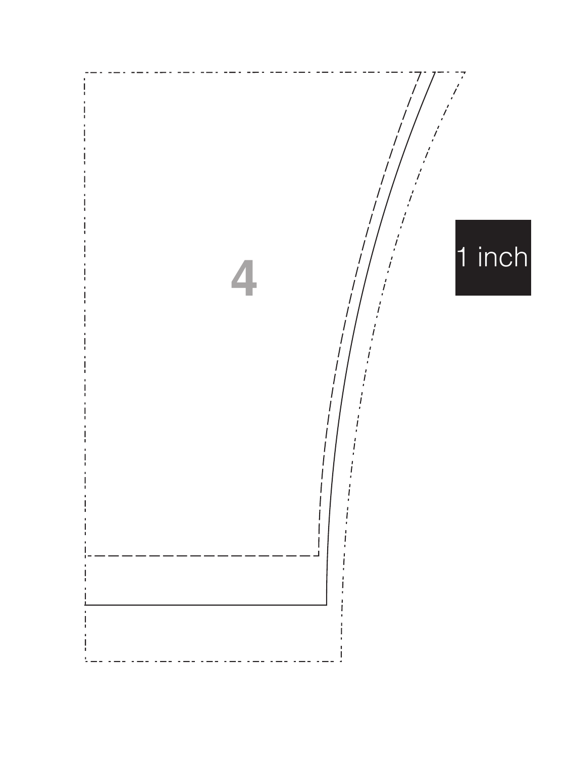4

1 inch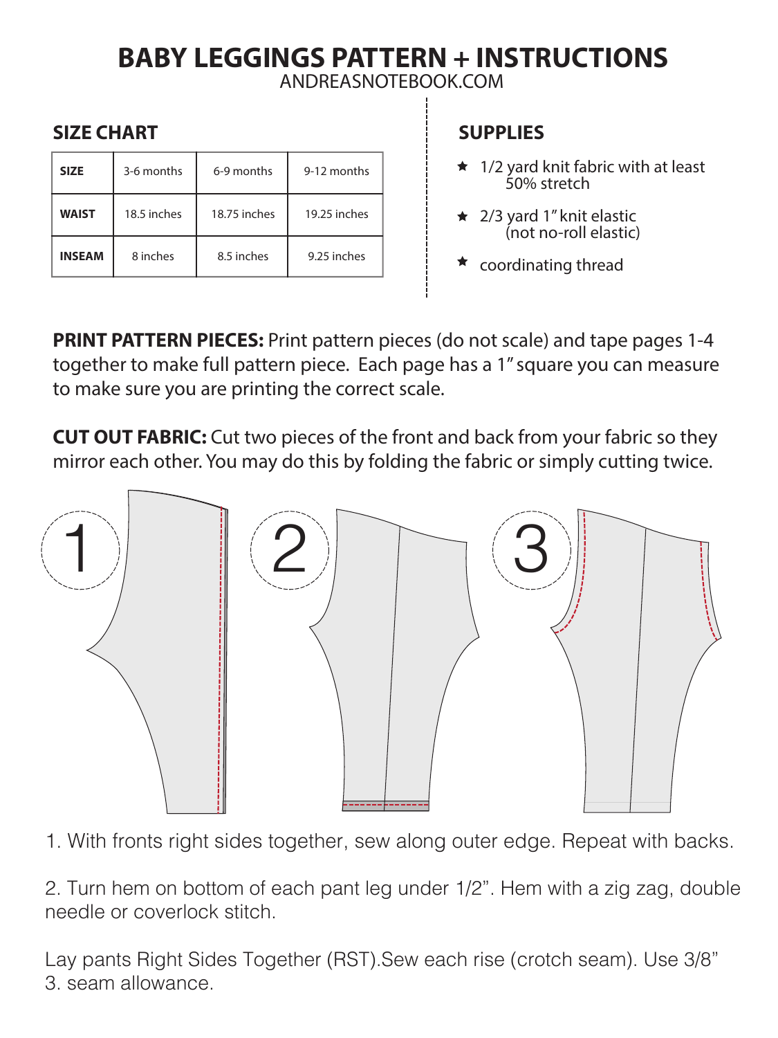# BABY LEGGINGS PATTERN + INSTRUCTIONS

ANDREASNOTEBOOK.COM

## SIZE CHART

| SIZE | 3-6 months | 6-9 months | 9-12 months |
|---|---|---|---|
| WAIST | 18.5 inches | 18.75 inches | 19.25 inches |
| INSEAM | 8 inches | 8.5 inches | 9.25 inches |

## SUPPLIES

- 1/2 yard knit fabric with at least 50% stretch
- 2/3 yard 1" knit elastic (not no-roll elastic)
- coordinating thread

**PRINT PATTERN PIECES:** Print pattern pieces (do not scale) and tape pages 1-4 together to make full pattern piece. Each page has a 1" square you can measure to make sure you are printing the correct scale.

**CUT OUT FABRIC:** Cut two pieces of the front and back from your fabric so they mirror each other. You may do this by folding the fabric or simply cutting twice.

1. With fronts right sides together, sew along outer edge. Repeat with backs.

2. Turn hem on bottom of each pant leg under 1/2". Hem with a zig zag, double needle or coverlock stitch.

3. Lay pants Right Sides Together (RST). Sew each rise (crotch seam). Use 3/8" seam allowance.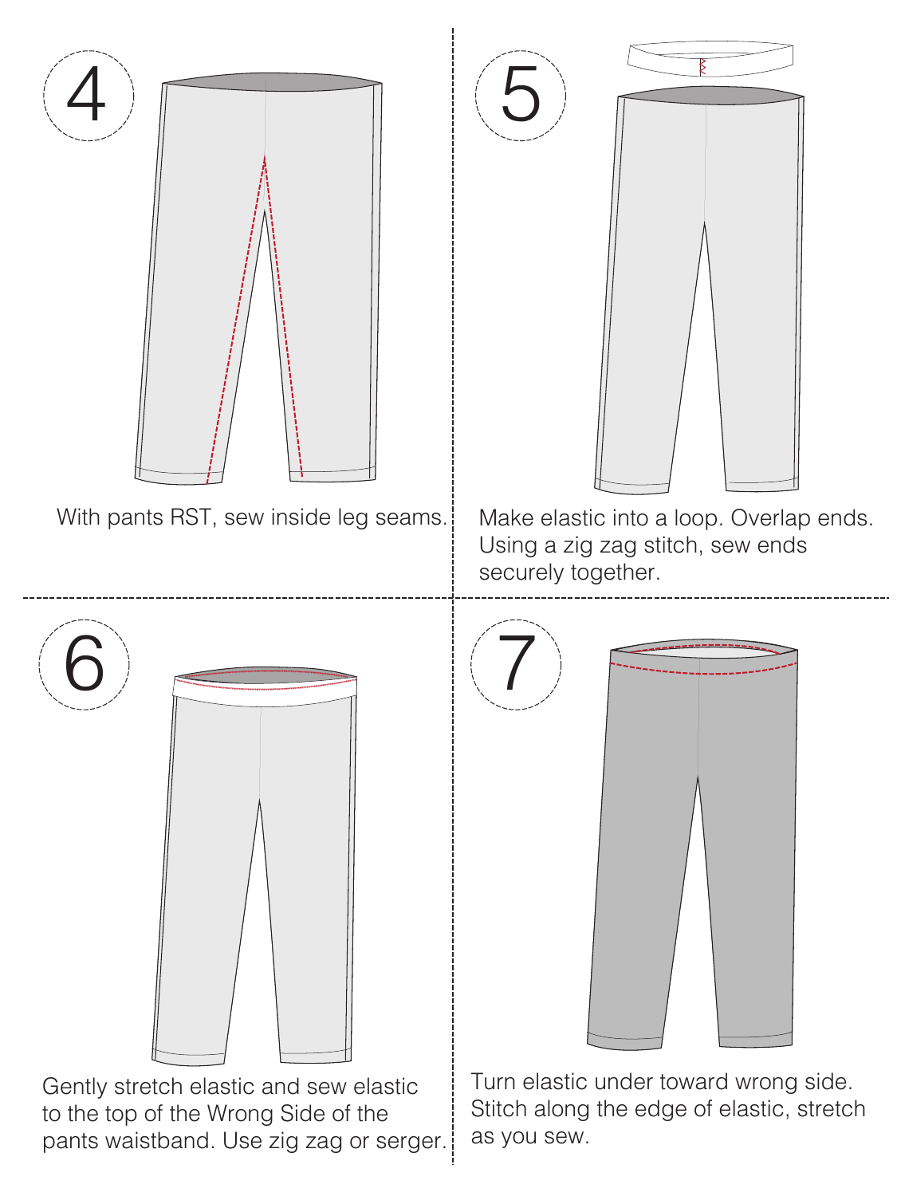4

With pants RST, sew inside leg seams.

5

Make elastic into a loop. Overlap ends. Using a zig zag stitch, sew ends securely together.

6

Gently stretch elastic and sew elastic to the top of the Wrong Side of the pants waistband. Use zig zag or serger.

7

Turn elastic under toward wrong side. Stitch along the edge of elastic, stretch as you sew.